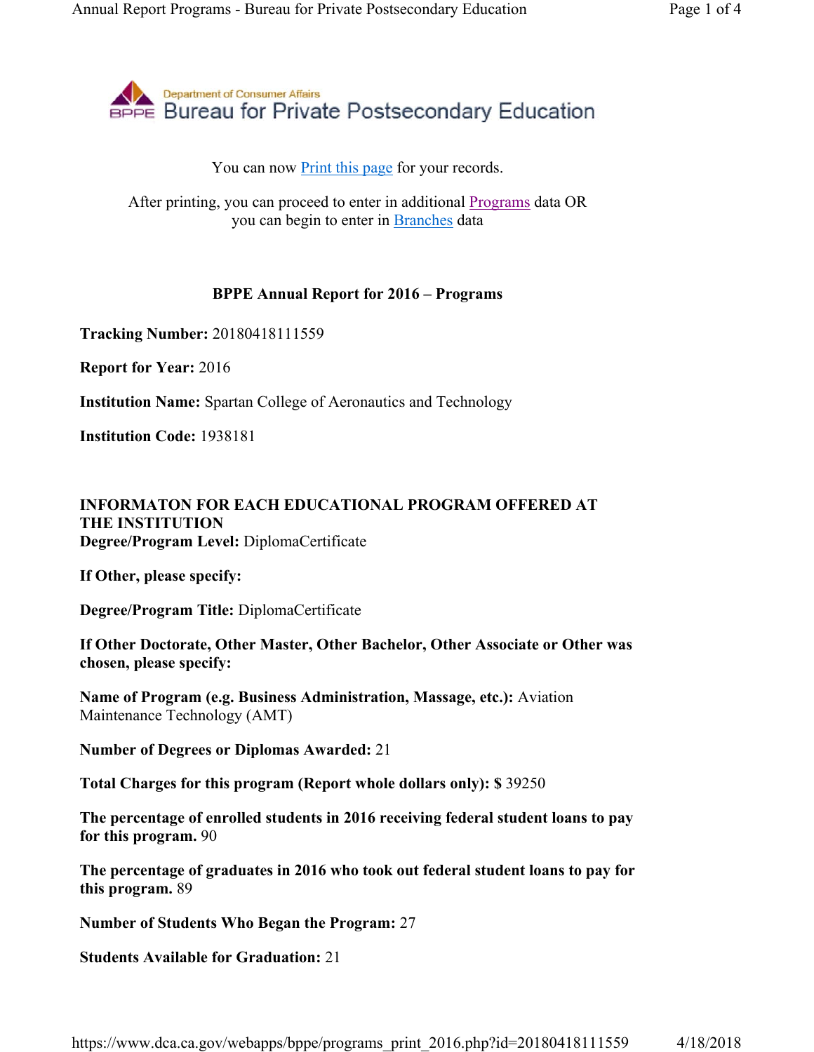Department of Consumer Affairs
Bureau for Private Postsecondary Education

You can now Print this page for your records.

After printing, you can proceed to enter in additional Programs data OR you can begin to enter in Branches data

## BPPE Annual Report for 2016 – Programs

**Tracking Number:** 20180418111559

**Report for Year:** 2016

**Institution Name:** Spartan College of Aeronautics and Technology

**Institution Code:** 1938181

**INFORMATON FOR EACH EDUCATIONAL PROGRAM OFFERED AT THE INSTITUTION**
**Degree/Program Level:** DiplomaCertificate

**If Other, please specify:**

**Degree/Program Title:** DiplomaCertificate

**If Other Doctorate, Other Master, Other Bachelor, Other Associate or Other was chosen, please specify:**

**Name of Program (e.g. Business Administration, Massage, etc.):** Aviation Maintenance Technology (AMT)

**Number of Degrees or Diplomas Awarded:** 21

**Total Charges for this program (Report whole dollars only): $** 39250

**The percentage of enrolled students in 2016 receiving federal student loans to pay for this program.** 90

**The percentage of graduates in 2016 who took out federal student loans to pay for this program.** 89

**Number of Students Who Began the Program:** 27

**Students Available for Graduation:** 21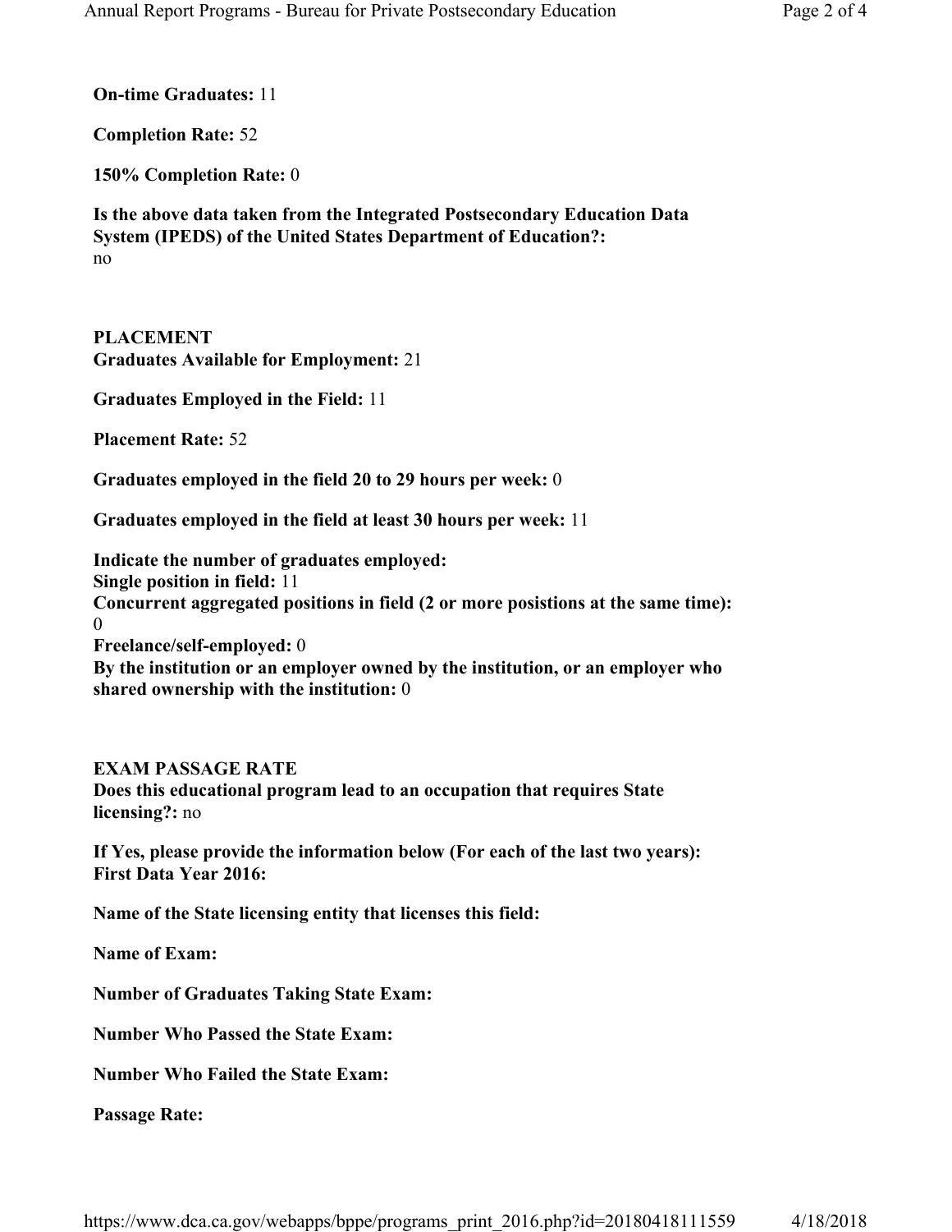**On-time Graduates:** 11

**Completion Rate:** 52

**150% Completion Rate:** 0

**Is the above data taken from the Integrated Postsecondary Education Data System (IPEDS) of the United States Department of Education?:**
no

**PLACEMENT**
**Graduates Available for Employment:** 21

**Graduates Employed in the Field:** 11

**Placement Rate:** 52

**Graduates employed in the field 20 to 29 hours per week:** 0

**Graduates employed in the field at least 30 hours per week:** 11

**Indicate the number of graduates employed:**
**Single position in field:** 11
**Concurrent aggregated positions in field (2 or more posistions at the same time):**
0
**Freelance/self-employed:** 0
**By the institution or an employer owned by the institution, or an employer who shared ownership with the institution:** 0

**EXAM PASSAGE RATE**
**Does this educational program lead to an occupation that requires State licensing?:** no

**If Yes, please provide the information below (For each of the last two years):**
**First Data Year 2016:**

**Name of the State licensing entity that licenses this field:**

**Name of Exam:**

**Number of Graduates Taking State Exam:**

**Number Who Passed the State Exam:**

**Number Who Failed the State Exam:**

**Passage Rate:**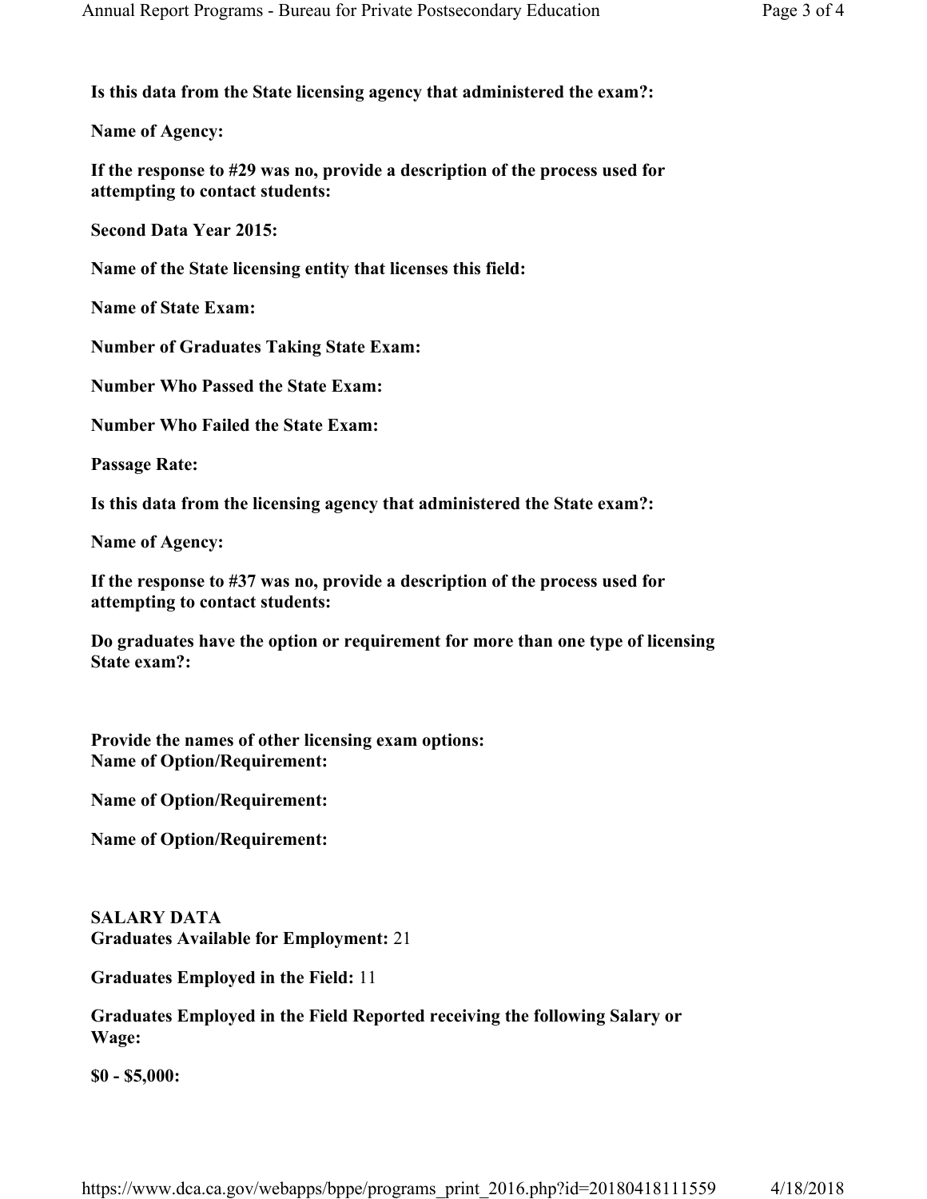**Is this data from the State licensing agency that administered the exam?:**

**Name of Agency:**

**If the response to #29 was no, provide a description of the process used for attempting to contact students:**

**Second Data Year 2015:**

**Name of the State licensing entity that licenses this field:**

**Name of State Exam:**

**Number of Graduates Taking State Exam:**

**Number Who Passed the State Exam:**

**Number Who Failed the State Exam:**

**Passage Rate:**

**Is this data from the licensing agency that administered the State exam?:**

**Name of Agency:**

**If the response to #37 was no, provide a description of the process used for attempting to contact students:**

**Do graduates have the option or requirement for more than one type of licensing State exam?:**

**Provide the names of other licensing exam options:**
**Name of Option/Requirement:**

**Name of Option/Requirement:**

**Name of Option/Requirement:**

**SALARY DATA**
**Graduates Available for Employment:** 21

**Graduates Employed in the Field:** 11

**Graduates Employed in the Field Reported receiving the following Salary or Wage:**

**$0 - $5,000:**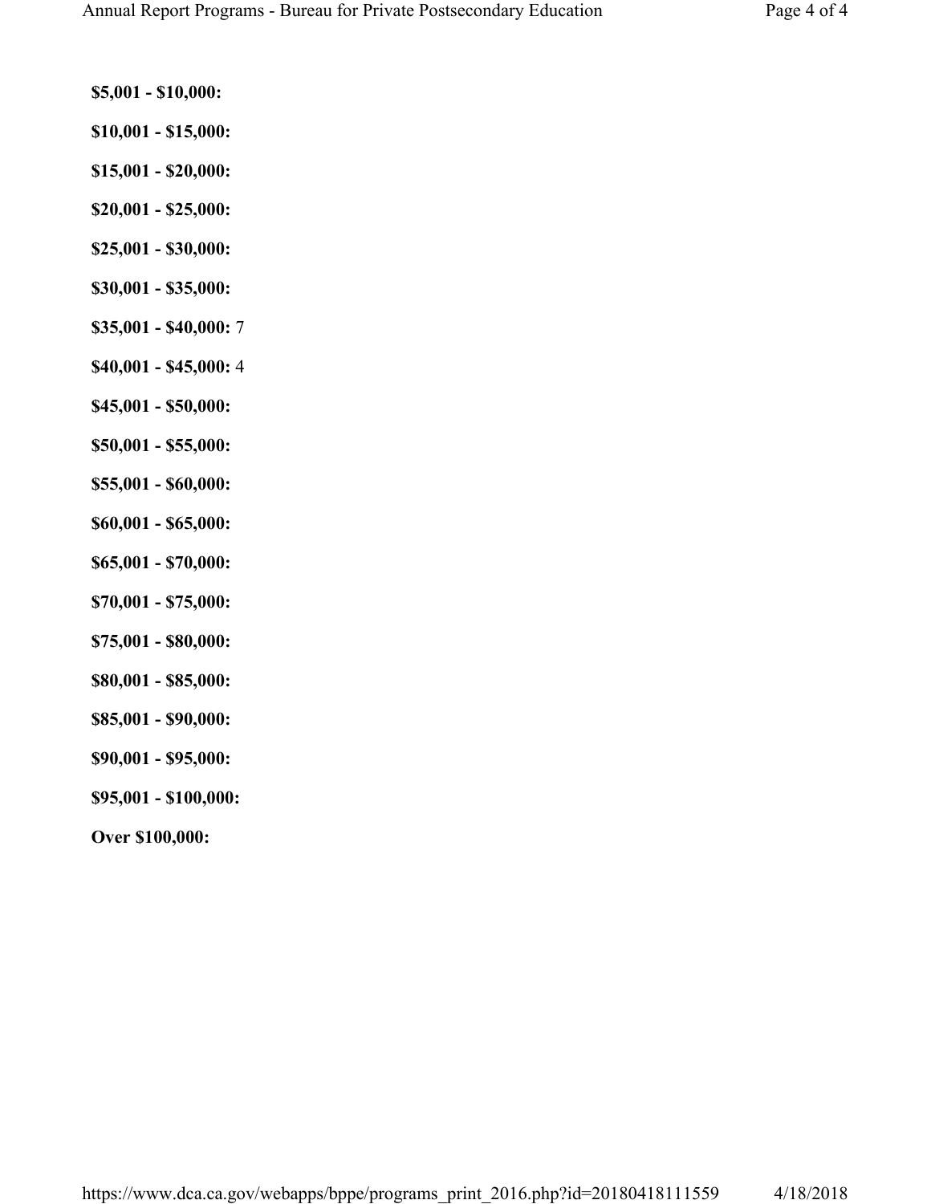**$5,001 - $10,000:**

**$10,001 - $15,000:**

**$15,001 - $20,000:**

**$20,001 - $25,000:**

**$25,001 - $30,000:**

**$30,001 - $35,000:**

**$35,001 - $40,000:** 7

**$40,001 - $45,000:** 4

**$45,001 - $50,000:**

**$50,001 - $55,000:**

**$55,001 - $60,000:**

**$60,001 - $65,000:**

**$65,001 - $70,000:**

**$70,001 - $75,000:**

**$75,001 - $80,000:**

**$80,001 - $85,000:**

**$85,001 - $90,000:**

**$90,001 - $95,000:**

**$95,001 - $100,000:**

**Over $100,000:**